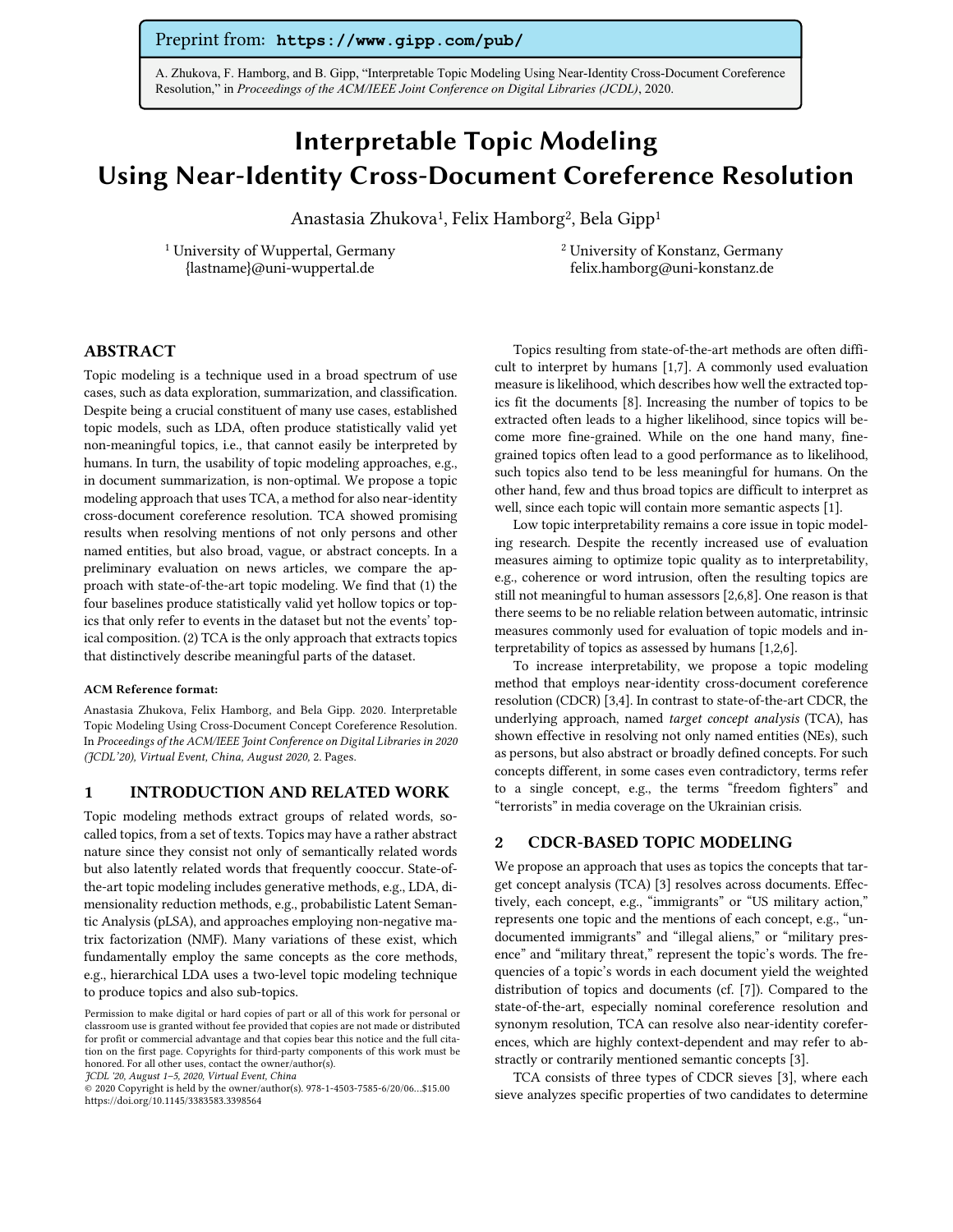Preprint from: **https://www.gipp.com/pub/**

A. Zhukova, F. Hamborg, and B. Gipp, "Interpretable Topic Modeling Using Near-Identity Cross-Document Coreference Resolution," in *Proceedings of the ACM/IEEE Joint Conference on Digital Libraries (JCDL)*, 2020.

# Interpretable Topic Modeling Using Near-Identity Cross-Document Coreference Resolution

Anastasia Zhukova[1], Felix Hamborg[2], Bela Gipp[1]

[1] University of Wuppertal, Germany
{lastname}@uni-wuppertal.de

[2] University of Konstanz, Germany
felix.hamborg@uni-konstanz.de

## ABSTRACT

Topic modeling is a technique used in a broad spectrum of use cases, such as data exploration, summarization, and classification. Despite being a crucial constituent of many use cases, established topic models, such as LDA, often produce statistically valid yet non-meaningful topics, i.e., that cannot easily be interpreted by humans. In turn, the usability of topic modeling approaches, e.g., in document summarization, is non-optimal. We propose a topic modeling approach that uses TCA, a method for also near-identity cross-document coreference resolution. TCA showed promising results when resolving mentions of not only persons and other named entities, but also broad, vague, or abstract concepts. In a preliminary evaluation on news articles, we compare the approach with state-of-the-art topic modeling. We find that (1) the four baselines produce statistically valid yet hollow topics or topics that only refer to events in the dataset but not the events' topical composition. (2) TCA is the only approach that extracts topics that distinctively describe meaningful parts of the dataset.

**ACM Reference format:**

Anastasia Zhukova, Felix Hamborg, and Bela Gipp. 2020. Interpretable Topic Modeling Using Cross-Document Concept Coreference Resolution. In *Proceedings of the ACM/IEEE Joint Conference on Digital Libraries in 2020 (JCDL'20), Virtual Event, China, August 2020,* 2. Pages.

## 1 INTRODUCTION AND RELATED WORK

Topic modeling methods extract groups of related words, so-called topics, from a set of texts. Topics may have a rather abstract nature since they consist not only of semantically related words but also latently related words that frequently cooccur. State-of-the-art topic modeling includes generative methods, e.g., LDA, dimensionality reduction methods, e.g., probabilistic Latent Semantic Analysis (pLSA), and approaches employing non-negative matrix factorization (NMF). Many variations of these exist, which fundamentally employ the same concepts as the core methods, e.g., hierarchical LDA uses a two-level topic modeling technique to produce topics and also sub-topics.

Permission to make digital or hard copies of part or all of this work for personal or classroom use is granted without fee provided that copies are not made or distributed for profit or commercial advantage and that copies bear this notice and the full citation on the first page. Copyrights for third-party components of this work must be honored. For all other uses, contact the owner/author(s).
*JCDL '20, August 1–5, 2020, Virtual Event, China*
© 2020 Copyright is held by the owner/author(s). 978-1-4503-7585-6/20/06...$15.00
https://doi.org/10.1145/3383583.3398564

Topics resulting from state-of-the-art methods are often difficult to interpret by humans [1,7]. A commonly used evaluation measure is likelihood, which describes how well the extracted topics fit the documents [8]. Increasing the number of topics to be extracted often leads to a higher likelihood, since topics will become more fine-grained. While on the one hand many, fine-grained topics often lead to a good performance as to likelihood, such topics also tend to be less meaningful for humans. On the other hand, few and thus broad topics are difficult to interpret as well, since each topic will contain more semantic aspects [1].

Low topic interpretability remains a core issue in topic modeling research. Despite the recently increased use of evaluation measures aiming to optimize topic quality as to interpretability, e.g., coherence or word intrusion, often the resulting topics are still not meaningful to human assessors [2,6,8]. One reason is that there seems to be no reliable relation between automatic, intrinsic measures commonly used for evaluation of topic models and interpretability of topics as assessed by humans [1,2,6].

To increase interpretability, we propose a topic modeling method that employs near-identity cross-document coreference resolution (CDCR) [3,4]. In contrast to state-of-the-art CDCR, the underlying approach, named *target concept analysis* (TCA), has shown effective in resolving not only named entities (NEs), such as persons, but also abstract or broadly defined concepts. For such concepts different, in some cases even contradictory, terms refer to a single concept, e.g., the terms "freedom fighters" and "terrorists" in media coverage on the Ukrainian crisis.

## 2 CDCR-BASED TOPIC MODELING

We propose an approach that uses as topics the concepts that target concept analysis (TCA) [3] resolves across documents. Effectively, each concept, e.g., "immigrants" or "US military action," represents one topic and the mentions of each concept, e.g., "undocumented immigrants" and "illegal aliens," or "military presence" and "military threat," represent the topic's words. The frequencies of a topic's words in each document yield the weighted distribution of topics and documents (cf. [7]). Compared to the state-of-the-art, especially nominal coreference resolution and synonym resolution, TCA can resolve also near-identity coreferences, which are highly context-dependent and may refer to abstractly or contrarily mentioned semantic concepts [3].

TCA consists of three types of CDCR sieves [3], where each sieve analyzes specific properties of two candidates to determine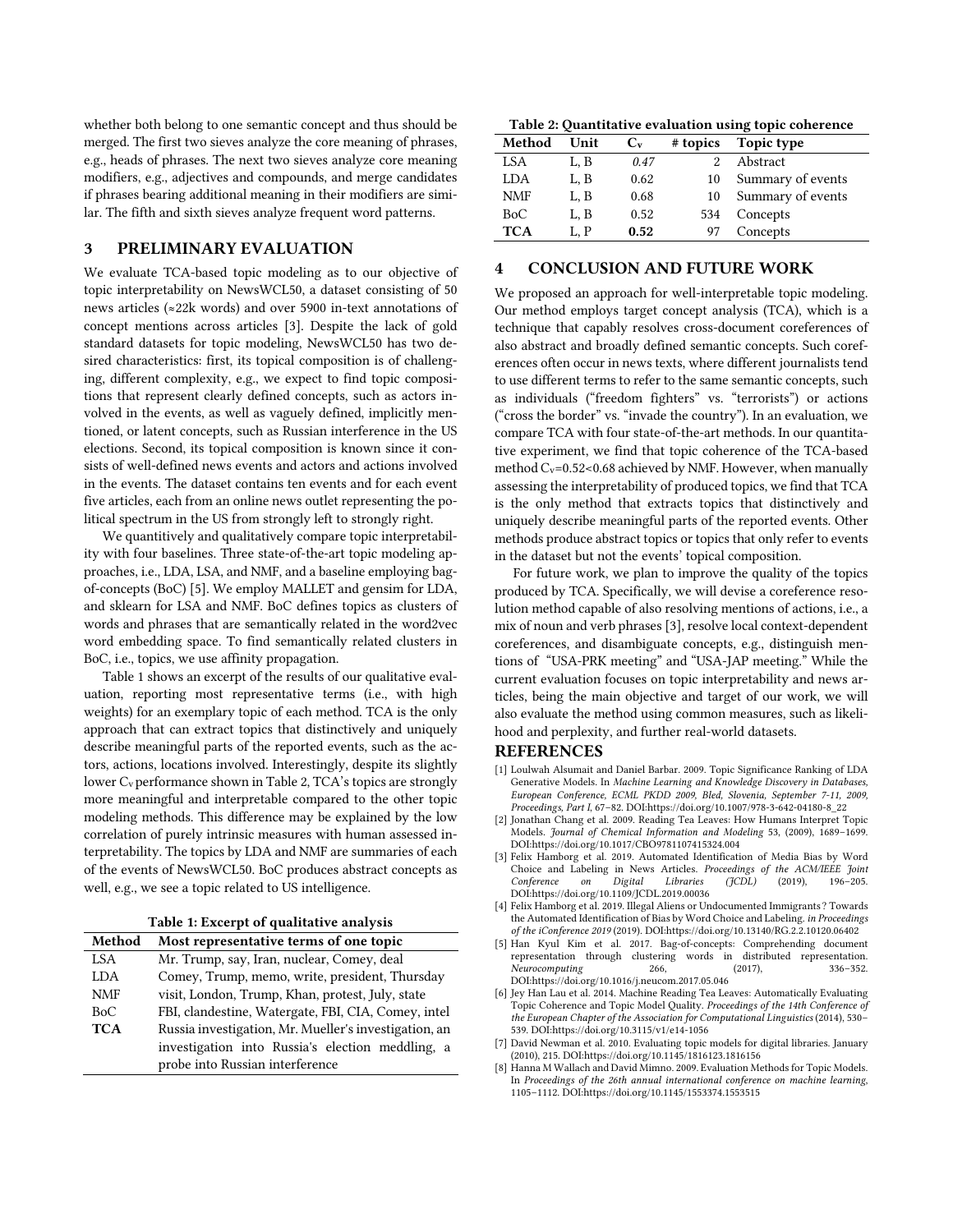whether both belong to one semantic concept and thus should be merged. The first two sieves analyze the core meaning of phrases, e.g., heads of phrases. The next two sieves analyze core meaning modifiers, e.g., adjectives and compounds, and merge candidates if phrases bearing additional meaning in their modifiers are similar. The fifth and sixth sieves analyze frequent word patterns.

## 3 PRELIMINARY EVALUATION

We evaluate TCA-based topic modeling as to our objective of topic interpretability on NewsWCL50, a dataset consisting of 50 news articles (≈22k words) and over 5900 in-text annotations of concept mentions across articles [3]. Despite the lack of gold standard datasets for topic modeling, NewsWCL50 has two desired characteristics: first, its topical composition is of challenging, different complexity, e.g., we expect to find topic compositions that represent clearly defined concepts, such as actors involved in the events, as well as vaguely defined, implicitly mentioned, or latent concepts, such as Russian interference in the US elections. Second, its topical composition is known since it consists of well-defined news events and actors and actions involved in the events. The dataset contains ten events and for each event five articles, each from an online news outlet representing the political spectrum in the US from strongly left to strongly right.

We quantitively and qualitatively compare topic interpretability with four baselines. Three state-of-the-art topic modeling approaches, i.e., LDA, LSA, and NMF, and a baseline employing bag-of-concepts (BoC) [5]. We employ MALLET and gensim for LDA, and sklearn for LSA and NMF. BoC defines topics as clusters of words and phrases that are semantically related in the word2vec word embedding space. To find semantically related clusters in BoC, i.e., topics, we use affinity propagation.

Table 1 shows an excerpt of the results of our qualitative evaluation, reporting most representative terms (i.e., with high weights) for an exemplary topic of each method. TCA is the only approach that can extract topics that distinctively and uniquely describe meaningful parts of the reported events, such as the actors, actions, locations involved. Interestingly, despite its slightly lower $C_V$ performance shown in Table 2, TCA's topics are strongly more meaningful and interpretable compared to the other topic modeling methods. This difference may be explained by the low correlation of purely intrinsic measures with human assessed interpretability. The topics by LDA and NMF are summaries of each of the events of NewsWCL50. BoC produces abstract concepts as well, e.g., we see a topic related to US intelligence.

**Table 1: Excerpt of qualitative analysis**

| Method | Most representative terms of one topic |
|---|---|
| LSA | Mr. Trump, say, Iran, nuclear, Comey, deal |
| LDA | Comey, Trump, memo, write, president, Thursday |
| NMF | visit, London, Trump, Khan, protest, July, state |
| BoC | FBI, clandestine, Watergate, FBI, CIA, Comey, intel |
| **TCA** | Russia investigation, Mr. Mueller's investigation, an investigation into Russia's election meddling, a probe into Russian interference |

**Table 2: Quantitative evaluation using topic coherence**

| Method | Unit | $C_V$ | # topics | Topic type |
|---|---|---|---|---|
| LSA | L, B | *0.47* | 2 | Abstract |
| LDA | L, B | 0.62 | 10 | Summary of events |
| NMF | L, B | 0.68 | 10 | Summary of events |
| BoC | L, B | 0.52 | 534 | Concepts |
| **TCA** | L, P | **0.52** | 97 | Concepts |

## 4 CONCLUSION AND FUTURE WORK

We proposed an approach for well-interpretable topic modeling. Our method employs target concept analysis (TCA), which is a technique that capably resolves cross-document coreferences of also abstract and broadly defined semantic concepts. Such coreferences often occur in news texts, where different journalists tend to use different terms to refer to the same semantic concepts, such as individuals ("freedom fighters" vs. "terrorists") or actions ("cross the border" vs. "invade the country"). In an evaluation, we compare TCA with four state-of-the-art methods. In our quantitative experiment, we find that topic coherence of the TCA-based method $C_V$=0.52<0.68 achieved by NMF. However, when manually assessing the interpretability of produced topics, we find that TCA is the only method that extracts topics that distinctively and uniquely describe meaningful parts of the reported events. Other methods produce abstract topics or topics that only refer to events in the dataset but not the events' topical composition.

For future work, we plan to improve the quality of the topics produced by TCA. Specifically, we will devise a coreference resolution method capable of also resolving mentions of actions, i.e., a mix of noun and verb phrases [3], resolve local context-dependent coreferences, and disambiguate concepts, e.g., distinguish mentions of "USA-PRK meeting" and "USA-JAP meeting." While the current evaluation focuses on topic interpretability and news articles, being the main objective and target of our work, we will also evaluate the method using common measures, such as likelihood and perplexity, and further real-world datasets.

## REFERENCES

[1] Loulwah Alsumait and Daniel Barbar. 2009. Topic Significance Ranking of LDA Generative Models. In *Machine Learning and Knowledge Discovery in Databases, European Conference, ECML PKDD 2009, Bled, Slovenia, September 7-11, 2009, Proceedings, Part I*, 67–82. DOI:https://doi.org/10.1007/978-3-642-04180-8_22

[2] Jonathan Chang et al. 2009. Reading Tea Leaves: How Humans Interpret Topic Models. *Journal of Chemical Information and Modeling* 53, (2009), 1689–1699. DOI:https://doi.org/10.1017/CBO9781107415324.004

[3] Felix Hamborg et al. 2019. Automated Identification of Media Bias by Word Choice and Labeling in News Articles. *Proceedings of the ACM/IEEE Joint Conference on Digital Libraries (JCDL)* (2019), 196–205. DOI:https://doi.org/10.1109/JCDL.2019.00036

[4] Felix Hamborg et al. 2019. Illegal Aliens or Undocumented Immigrants? Towards the Automated Identification of Bias by Word Choice and Labeling. *in Proceedings of the iConference 2019* (2019). DOI:https://doi.org/10.13140/RG.2.2.10120.06402

[5] Han Kyul Kim et al. 2017. Bag-of-concepts: Comprehending document representation through clustering words in distributed representation. *Neurocomputing* 266, (2017), 336–352. DOI:https://doi.org/10.1016/j.neucom.2017.05.046

[6] Jey Han Lau et al. 2014. Machine Reading Tea Leaves: Automatically Evaluating Topic Coherence and Topic Model Quality. *Proceedings of the 14th Conference of the European Chapter of the Association for Computational Linguistics* (2014), 530–539. DOI:https://doi.org/10.3115/v1/e14-1056

[7] David Newman et al. 2010. Evaluating topic models for digital libraries. January (2010), 215. DOI:https://doi.org/10.1145/1816123.1816156

[8] Hanna M Wallach and David Mimno. 2009. Evaluation Methods for Topic Models. In *Proceedings of the 26th annual international conference on machine learning*, 1105–1112. DOI:https://doi.org/10.1145/1553374.1553515